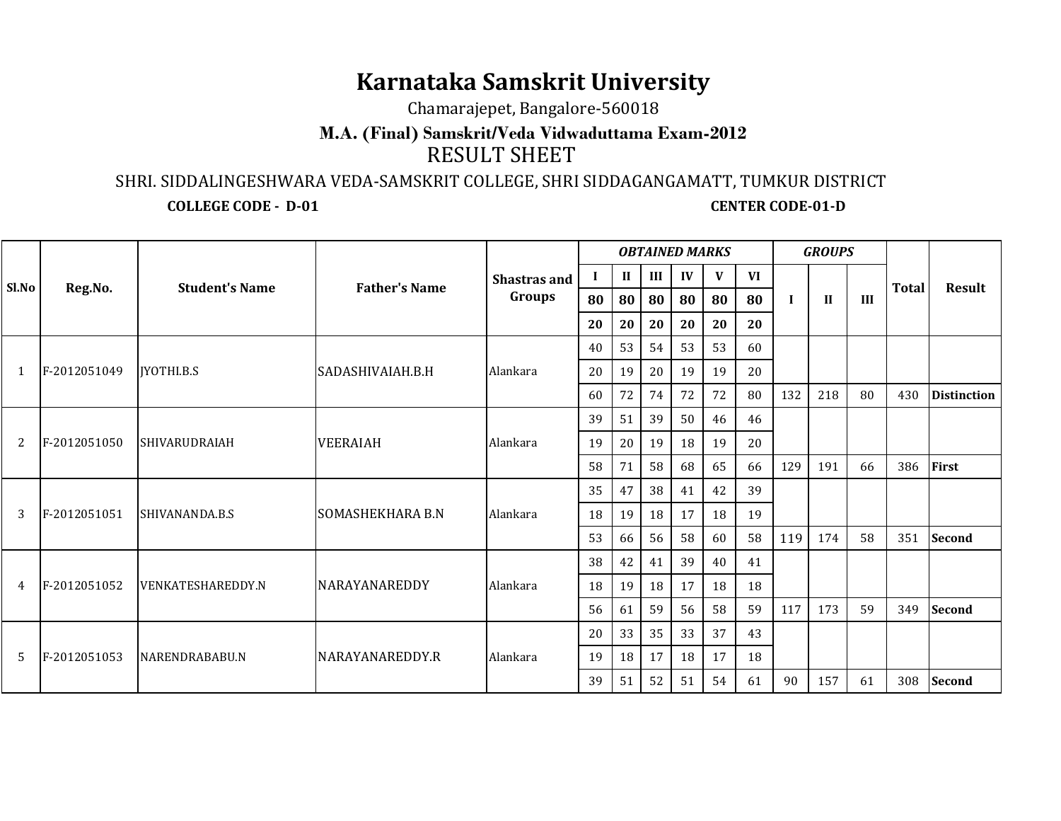# Karnataka Samskrit University

Chamarajepet, Bangalore-560018

**M.A. (Final) Samskrit/Veda Vidwaduttama Exam-2012**

RESULT SHEET

SHRI. SIDDALINGESHWARA VEDA-SAMSKRIT COLLEGE, SHRI SIDDAGANGAMATT, TUMKUR DISTRICT

**COLLEGE CODE - D-01** **CENTER CODE-01-D**

| Sl.No | Reg.No. | Student's Name | Father's Name | Shastras and Groups | OBTAINED MARKS | | | | | | GROUPS | | | Total | Result |
|---|---|---|---|---|---|---|---|---|---|---|---|---|---|---|---|
| | | | | | I | II | III | IV | V | VI | I | II | III | | |
| | | | | | 80 | 80 | 80 | 80 | 80 | 80 | | | | | |
| | | | | | 20 | 20 | 20 | 20 | 20 | 20 | | | | | |
| 1 | F-2012051049 | JYOTHI.B.S | SADASHIVAIAH.B.H | Alankara | 40 | 53 | 54 | 53 | 53 | 60 | | | | | |
| | | | | | 20 | 19 | 20 | 19 | 19 | 20 | | | | | |
| | | | | | 60 | 72 | 74 | 72 | 72 | 80 | 132 | 218 | 80 | 430 | **Distinction** |
| 2 | F-2012051050 | SHIVARUDRAIAH | VEERAIAH | Alankara | 39 | 51 | 39 | 50 | 46 | 46 | | | | | |
| | | | | | 19 | 20 | 19 | 18 | 19 | 20 | | | | | |
| | | | | | 58 | 71 | 58 | 68 | 65 | 66 | 129 | 191 | 66 | 386 | **First** |
| 3 | F-2012051051 | SHIVANANDA.B.S | SOMASHEKHARA B.N | Alankara | 35 | 47 | 38 | 41 | 42 | 39 | | | | | |
| | | | | | 18 | 19 | 18 | 17 | 18 | 19 | | | | | |
| | | | | | 53 | 66 | 56 | 58 | 60 | 58 | 119 | 174 | 58 | 351 | **Second** |
| 4 | F-2012051052 | VENKATESHAREDDY.N | NARAYANAREDDY | Alankara | 38 | 42 | 41 | 39 | 40 | 41 | | | | | |
| | | | | | 18 | 19 | 18 | 17 | 18 | 18 | | | | | |
| | | | | | 56 | 61 | 59 | 56 | 58 | 59 | 117 | 173 | 59 | 349 | **Second** |
| 5 | F-2012051053 | NARENDRABABU.N | NARAYANAREDDY.R | Alankara | 20 | 33 | 35 | 33 | 37 | 43 | | | | | |
| | | | | | 19 | 18 | 17 | 18 | 17 | 18 | | | | | |
| | | | | | 39 | 51 | 52 | 51 | 54 | 61 | 90 | 157 | 61 | 308 | **Second** |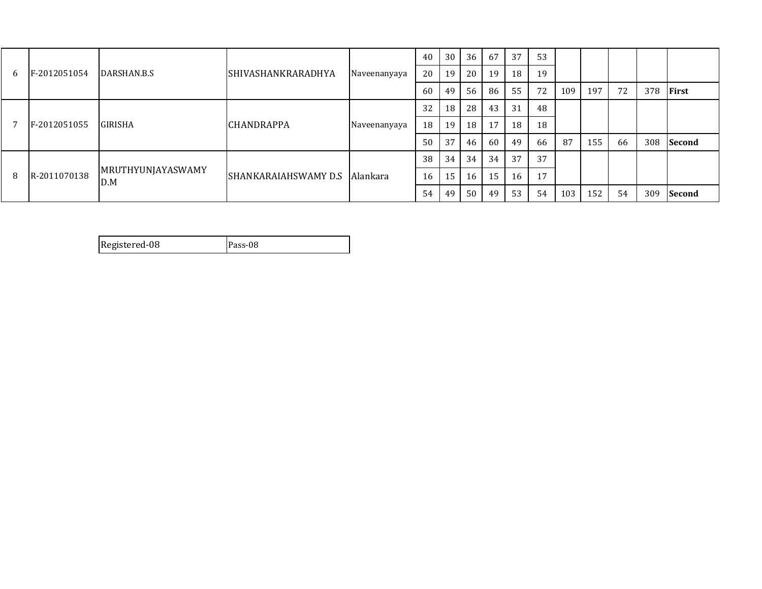| | | | | | | | | | | | | | | | |
|---|---|---|---|---|---|---|---|---|---|---|---|---|---|---|---|
| 6 | F-2012051054 | DARSHAN.B.S | SHIVASHANKRARADHYA | Naveenanyaya | 40 | 30 | 36 | 67 | 37 | 53 | | | | | |
| | | | | | 20 | 19 | 20 | 19 | 18 | 19 | | | | | |
| | | | | | 60 | 49 | 56 | 86 | 55 | 72 | 109 | 197 | 72 | 378 | **First** |
| 7 | F-2012051055 | GIRISHA | CHANDRAPPA | Naveenanyaya | 32 | 18 | 28 | 43 | 31 | 48 | | | | | |
| | | | | | 18 | 19 | 18 | 17 | 18 | 18 | | | | | |
| | | | | | 50 | 37 | 46 | 60 | 49 | 66 | 87 | 155 | 66 | 308 | **Second** |
| 8 | R-2011070138 | MRUTHYUNJAYASWAMY D.M | SHANKARAIAHSWAMY D.S | Alankara | 38 | 34 | 34 | 34 | 37 | 37 | | | | | |
| | | | | | 16 | 15 | 16 | 15 | 16 | 17 | | | | | |
| | | | | | 54 | 49 | 50 | 49 | 53 | 54 | 103 | 152 | 54 | 309 | **Second** |

| | |
|---|---|
| Registered-08 | Pass-08 |